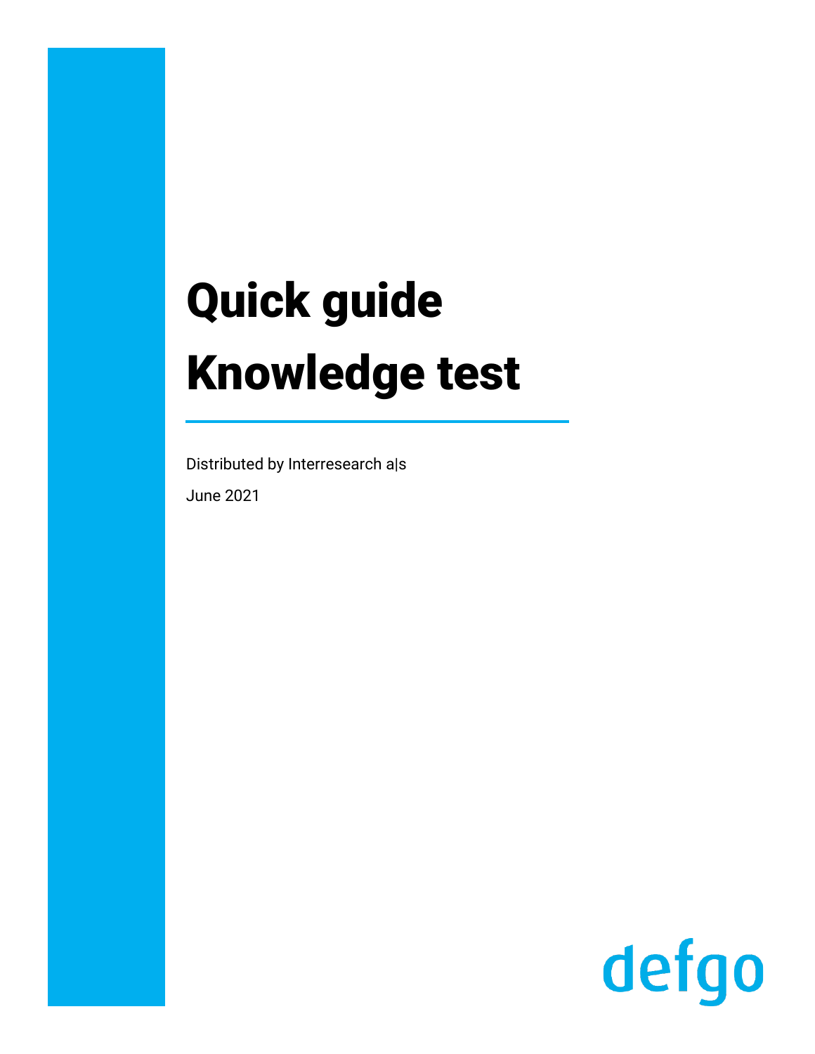# Quick guide Knowledge test

Distributed by Interresearch a|s

June 2021

defgo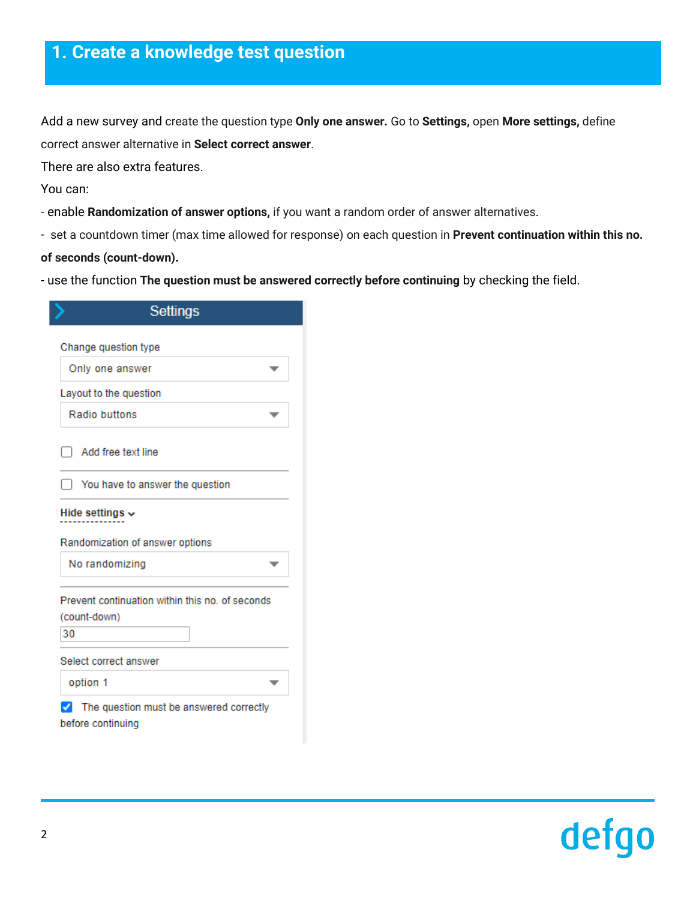# 1. Create a knowledge test question

Add a new survey and create the question type **Only one answer.** Go to **Settings,** open **More settings,** define correct answer alternative in **Select correct answer**.

There are also extra features.

You can:

- enable **Randomization of answer options,** if you want a random order of answer alternatives.
- set a countdown timer (max time allowed for response) on each question in **Prevent continuation within this no. of seconds (count-down).**
- use the function **The question must be answered correctly before continuing** by checking the field.

**Settings**

Change question type

Only one answer

Layout to the question

Radio buttons

☐ Add free text line

☐ You have to answer the question

**Hide settings**

Randomization of answer options

No randomizing

Prevent continuation within this no. of seconds (count-down)

30

Select correct answer

option 1

☑ The question must be answered correctly before continuing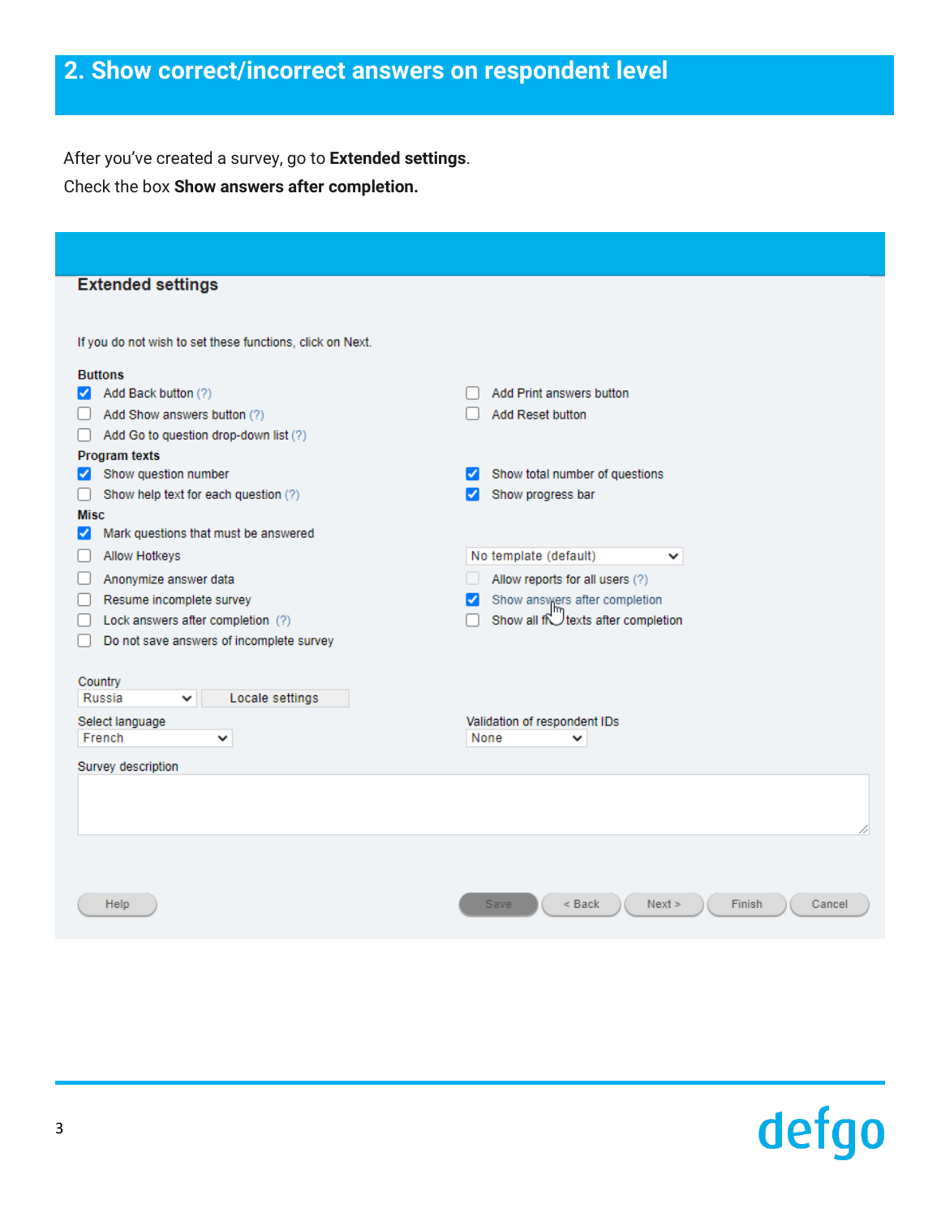## 2. Show correct/incorrect answers on respondent level

After you've created a survey, go to **Extended settings**.
Check the box **Show answers after completion.**

### Extended settings

If you do not wish to set these functions, click on Next.

**Buttons**

- [x] Add Back button (?)
- [ ] Add Show answers button (?)
- [ ] Add Go to question drop-down list (?)
- [ ] Add Print answers button
- [ ] Add Reset button

**Program texts**

- [x] Show question number
- [ ] Show help text for each question (?)
- [x] Show total number of questions
- [x] Show progress bar

**Misc**

- [x] Mark questions that must be answered
- [ ] Allow Hotkeys
- [ ] Anonymize answer data
- [ ] Resume incomplete survey
- [ ] Lock answers after completion (?)
- [ ] Do not save answers of incomplete survey

No template (default)

- [ ] Allow reports for all users (?)
- [x] Show answers after completion
- [ ] Show all f...texts after completion

Country: Russia | Locale settings

Select language: French

Validation of respondent IDs: None

Survey description

Help | Save | < Back | Next > | Finish | Cancel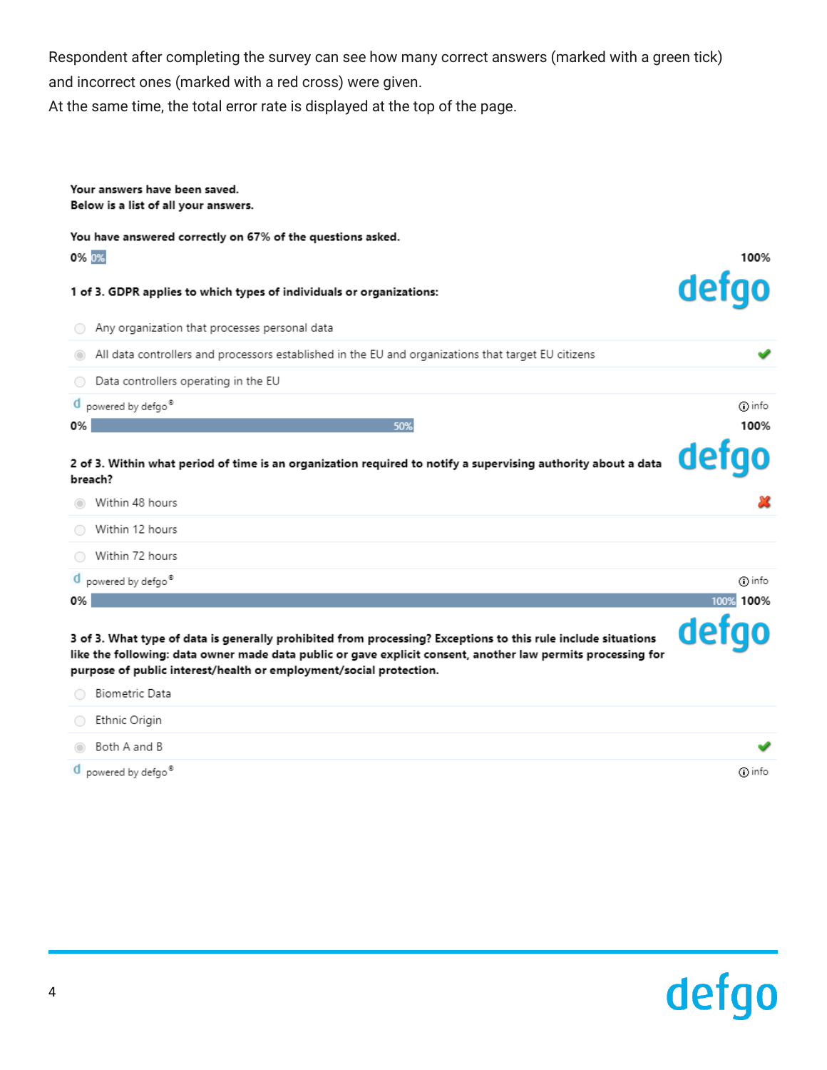Respondent after completing the survey can see how many correct answers (marked with a green tick) and incorrect ones (marked with a red cross) were given.
At the same time, the total error rate is displayed at the top of the page.

**Your answers have been saved.**
**Below is a list of all your answers.**

**You have answered correctly on 67% of the questions asked.**

0% 0% 100%

**1 of 3. GDPR applies to which types of individuals or organizations:**

- Any organization that processes personal data
- All data controllers and processors established in the EU and organizations that target EU citizens ✔
- Data controllers operating in the EU

powered by defgo® info

0% 50% 100%

**2 of 3. Within what period of time is an organization required to notify a supervising authority about a data breach?**

- Within 48 hours ✘
- Within 12 hours
- Within 72 hours

powered by defgo® info

0% 100% 100%

**3 of 3. What type of data is generally prohibited from processing? Exceptions to this rule include situations like the following: data owner made data public or gave explicit consent, another law permits processing for purpose of public interest/health or employment/social protection.**

- Biometric Data
- Ethnic Origin
- Both A and B ✔

powered by defgo® info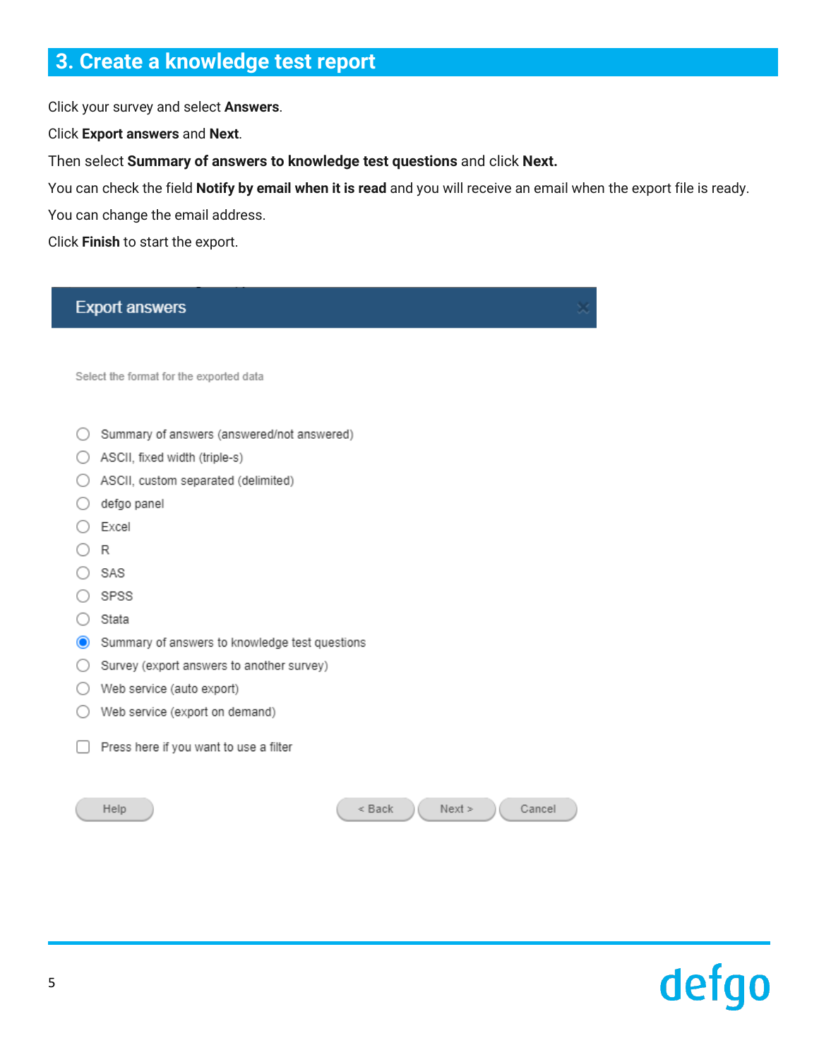## 3. Create a knowledge test report

Click your survey and select **Answers**.

Click **Export answers** and **Next**.

Then select **Summary of answers to knowledge test questions** and click **Next.**

You can check the field **Notify by email when it is read** and you will receive an email when the export file is ready.

You can change the email address.

Click **Finish** to start the export.

**Export answers**

Select the format for the exported data

- ○ Summary of answers (answered/not answered)
- ○ ASCII, fixed width (triple-s)
- ○ ASCII, custom separated (delimited)
- ○ defgo panel
- ○ Excel
- ○ R
- ○ SAS
- ○ SPSS
- ○ Stata
- ◉ Summary of answers to knowledge test questions
- ○ Survey (export answers to another survey)
- ○ Web service (auto export)
- ○ Web service (export on demand)

☐ Press here if you want to use a filter

Help | < Back | Next > | Cancel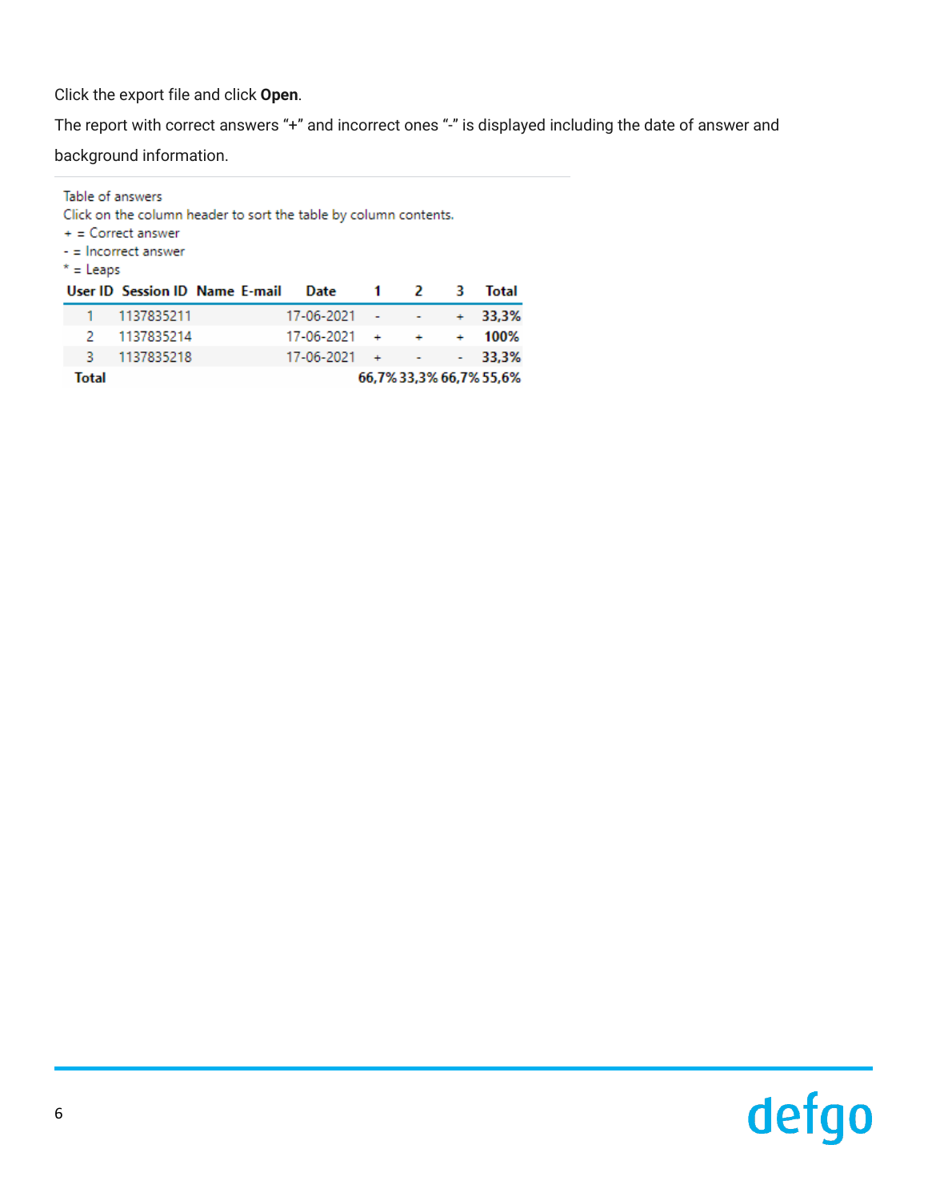Click the export file and click **Open**.

The report with correct answers "+" and incorrect ones "-" is displayed including the date of answer and background information.

Table of answers

Click on the column header to sort the table by column contents.

+ = Correct answer

- = Incorrect answer

* = Leaps

| User ID | Session ID | Name | E-mail | Date | 1 | 2 | 3 | Total |
|---|---|---|---|---|---|---|---|---|
| 1 | 1137835211 | | | 17-06-2021 | - | - | + | **33,3%** |
| 2 | 1137835214 | | | 17-06-2021 | + | + | + | **100%** |
| 3 | 1137835218 | | | 17-06-2021 | + | - | - | **33,3%** |
| **Total** | | | | | **66,7%** | **33,3%** | **66,7%** | **55,6%** |